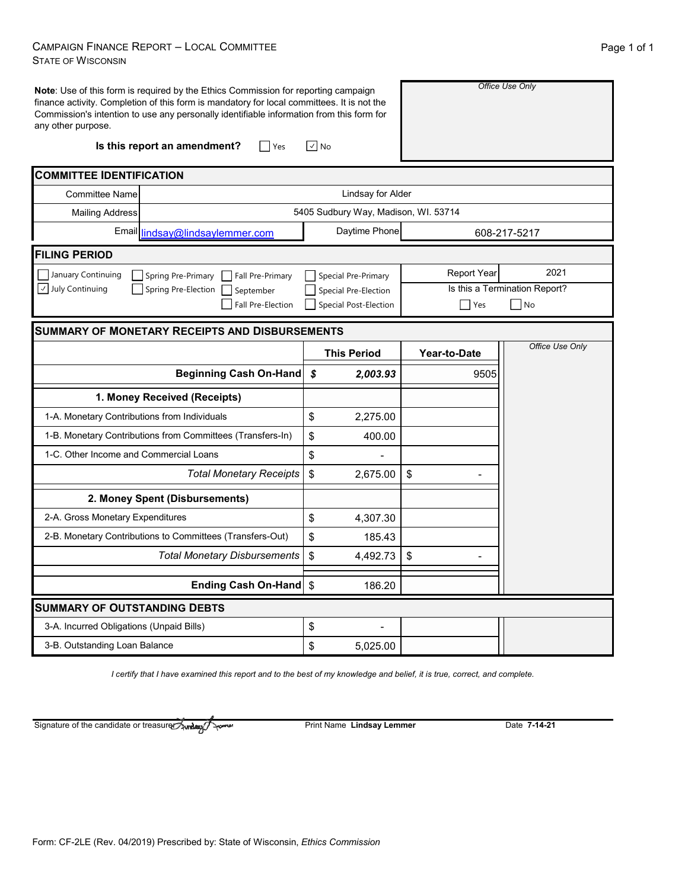CAMPAIGN FINANCE REPORT – LOCAL COMMITTEE
STATE OF WISCONSIN

**Note**: Use of this form is required by the Ethics Commission for reporting campaign finance activity. Completion of this form is mandatory for local committees. It is not the Commission's intention to use any personally identifiable information from this form for any other purpose.

*Office Use Only*

**Is this report an amendment?** ☐ Yes ☑ No

## COMMITTEE IDENTIFICATION

| | |
|---|---|
| Committee Name | Lindsay for Alder |
| Mailing Address | 5405 Sudbury Way, Madison, WI. 53714 |
| Email | lindsay@lindsaylemmer.com |
| Daytime Phone | 608-217-5217 |

## FILING PERIOD

☐ January Continuing ☑ July Continuing ☐ Spring Pre-Primary ☐ Spring Pre-Election ☐ Fall Pre-Primary ☐ September ☐ Fall Pre-Election ☐ Special Pre-Primary ☐ Special Pre-Election ☐ Special Post-Election

Report Year: 2021

Is this a Termination Report? ☐ Yes ☐ No

## SUMMARY OF MONETARY RECEIPTS AND DISBURSEMENTS

| | This Period | Year-to-Date |
|---|---|---|
| **Beginning Cash On-Hand** | ***$ 2,003.93*** | 9505 |
| **1. Money Received (Receipts)** | | |
| 1-A. Monetary Contributions from Individuals | $ 2,275.00 | |
| 1-B. Monetary Contributions from Committees (Transfers-In) | $ 400.00 | |
| 1-C. Other Income and Commercial Loans | $ - | |
| *Total Monetary Receipts* | $ 2,675.00 | $ - |
| **2. Money Spent (Disbursements)** | | |
| 2-A. Gross Monetary Expenditures | $ 4,307.30 | |
| 2-B. Monetary Contributions to Committees (Transfers-Out) | $ 185.43 | |
| *Total Monetary Disbursements* | $ 4,492.73 | $ - |
| **Ending Cash On-Hand** | $ 186.20 | |

*Office Use Only*

## SUMMARY OF OUTSTANDING DEBTS

| | | |
|---|---|---|
| 3-A. Incurred Obligations (Unpaid Bills) | $ - | |
| 3-B. Outstanding Loan Balance | $ 5,025.00 | |

*I certify that I have examined this report and to the best of my knowledge and belief, it is true, correct, and complete.*

Signature of the candidate or treasurer: [signature] Print Name **Lindsay Lemmer** Date **7-14-21**

Form: CF-2LE (Rev. 04/2019) Prescribed by: State of Wisconsin, *Ethics Commission*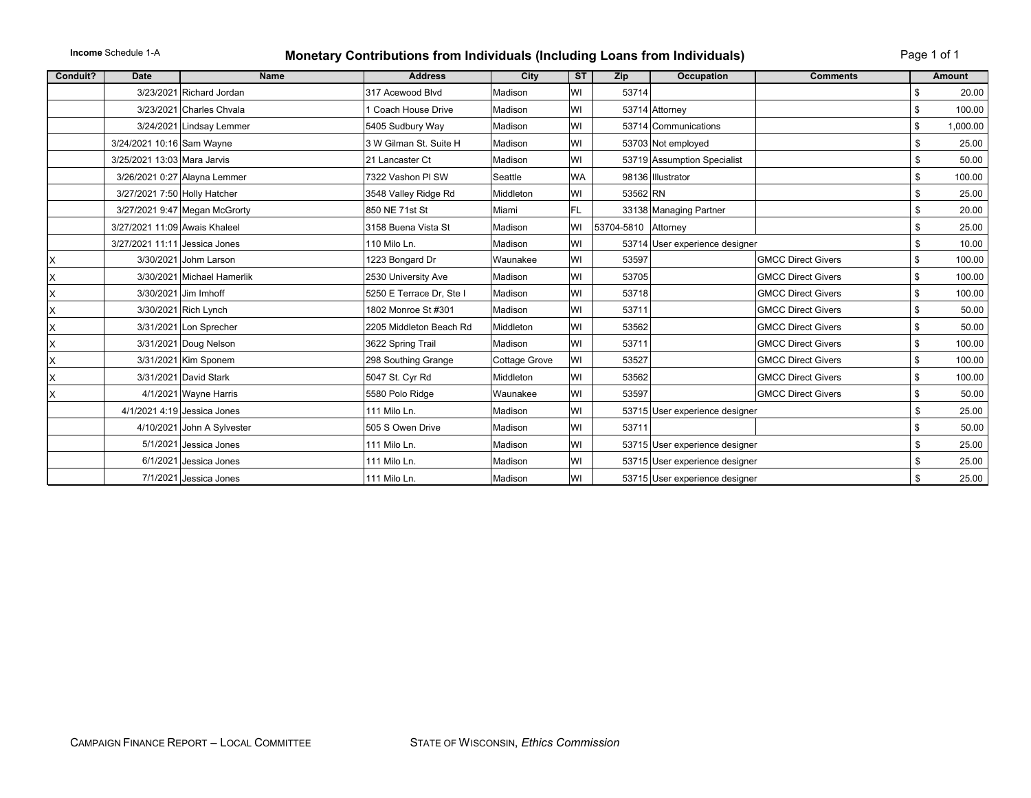**Income** Schedule 1-A

# Monetary Contributions from Individuals (Including Loans from Individuals)

| Conduit? | Date | Name | Address | City | ST | Zip | Occupation | Comments | Amount |
|---|---|---|---|---|---|---|---|---|---|
| | 3/23/2021 | Richard Jordan | 317 Acewood Blvd | Madison | WI | 53714 | | | $ 20.00 |
| | 3/23/2021 | Charles Chvala | 1 Coach House Drive | Madison | WI | 53714 | Attorney | | $ 100.00 |
| | 3/24/2021 | Lindsay Lemmer | 5405 Sudbury Way | Madison | WI | 53714 | Communications | | $ 1,000.00 |
| | 3/24/2021 10:16 | Sam Wayne | 3 W Gilman St. Suite H | Madison | WI | 53703 | Not employed | | $ 25.00 |
| | 3/25/2021 13:03 | Mara Jarvis | 21 Lancaster Ct | Madison | WI | 53719 | Assumption Specialist | | $ 50.00 |
| | 3/26/2021 0:27 | Alayna Lemmer | 7322 Vashon Pl SW | Seattle | WA | 98136 | Illustrator | | $ 100.00 |
| | 3/27/2021 7:50 | Holly Hatcher | 3548 Valley Ridge Rd | Middleton | WI | 53562 | RN | | $ 25.00 |
| | 3/27/2021 9:47 | Megan McGrorty | 850 NE 71st St | Miami | FL | 33138 | Managing Partner | | $ 20.00 |
| | 3/27/2021 11:09 | Awais Khaleel | 3158 Buena Vista St | Madison | WI | 53704-5810 | Attorney | | $ 25.00 |
| | 3/27/2021 11:11 | Jessica Jones | 110 Milo Ln. | Madison | WI | 53714 | User experience designer | | $ 10.00 |
| X | 3/30/2021 | John Larson | 1223 Bongard Dr | Waunakee | WI | 53597 | | GMCC Direct Givers | $ 100.00 |
| X | 3/30/2021 | Michael Hamerlik | 2530 University Ave | Madison | WI | 53705 | | GMCC Direct Givers | $ 100.00 |
| X | 3/30/2021 | Jim Imhoff | 5250 E Terrace Dr, Ste I | Madison | WI | 53718 | | GMCC Direct Givers | $ 100.00 |
| X | 3/30/2021 | Rich Lynch | 1802 Monroe St #301 | Madison | WI | 53711 | | GMCC Direct Givers | $ 50.00 |
| X | 3/31/2021 | Lon Sprecher | 2205 Middleton Beach Rd | Middleton | WI | 53562 | | GMCC Direct Givers | $ 50.00 |
| X | 3/31/2021 | Doug Nelson | 3622 Spring Trail | Madison | WI | 53711 | | GMCC Direct Givers | $ 100.00 |
| X | 3/31/2021 | Kim Sponem | 298 Southing Grange | Cottage Grove | WI | 53527 | | GMCC Direct Givers | $ 100.00 |
| X | 3/31/2021 | David Stark | 5047 St. Cyr Rd | Middleton | WI | 53562 | | GMCC Direct Givers | $ 100.00 |
| X | 4/1/2021 | Wayne Harris | 5580 Polo Ridge | Waunakee | WI | 53597 | | GMCC Direct Givers | $ 50.00 |
| | 4/1/2021 4:19 | Jessica Jones | 111 Milo Ln. | Madison | WI | 53715 | User experience designer | | $ 25.00 |
| | 4/10/2021 | John A Sylvester | 505 S Owen Drive | Madison | WI | 53711 | | | $ 50.00 |
| | 5/1/2021 | Jessica Jones | 111 Milo Ln. | Madison | WI | 53715 | User experience designer | | $ 25.00 |
| | 6/1/2021 | Jessica Jones | 111 Milo Ln. | Madison | WI | 53715 | User experience designer | | $ 25.00 |
| | 7/1/2021 | Jessica Jones | 111 Milo Ln. | Madison | WI | 53715 | User experience designer | | $ 25.00 |

CAMPAIGN FINANCE REPORT – LOCAL COMMITTEE    STATE OF WISCONSIN, *Ethics Commission*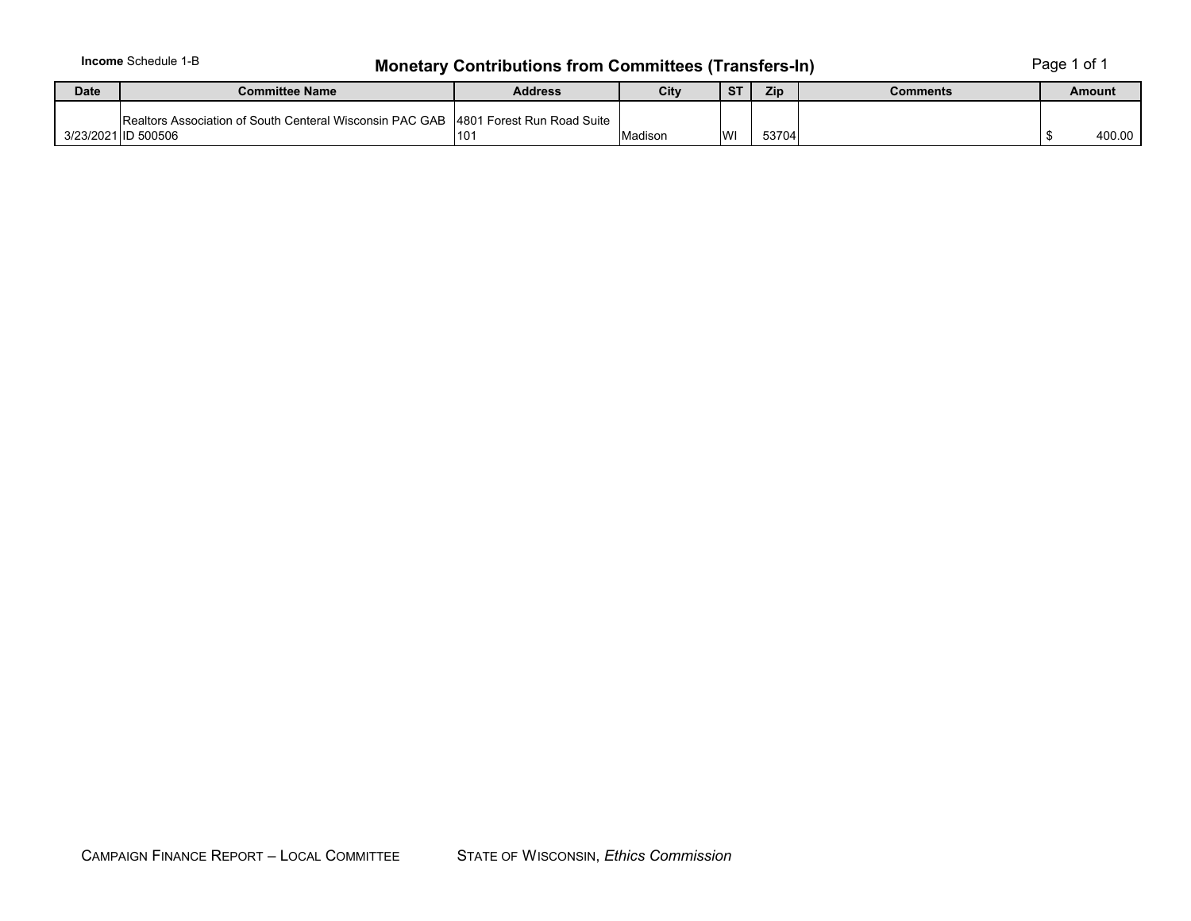**Income** Schedule 1-B

# Monetary Contributions from Committees (Transfers-In)

| Date | Committee Name | Address | City | ST | Zip | Comments | Amount |
|---|---|---|---|---|---|---|---|
| 3/23/2021 | Realtors Association of South Centeral Wisconsin PAC GAB ID 500506 | 4801 Forest Run Road Suite 101 | Madison | WI | 53704 | | $ 400.00 |

CAMPAIGN FINANCE REPORT – LOCAL COMMITTEE    STATE OF WISCONSIN, *Ethics Commission*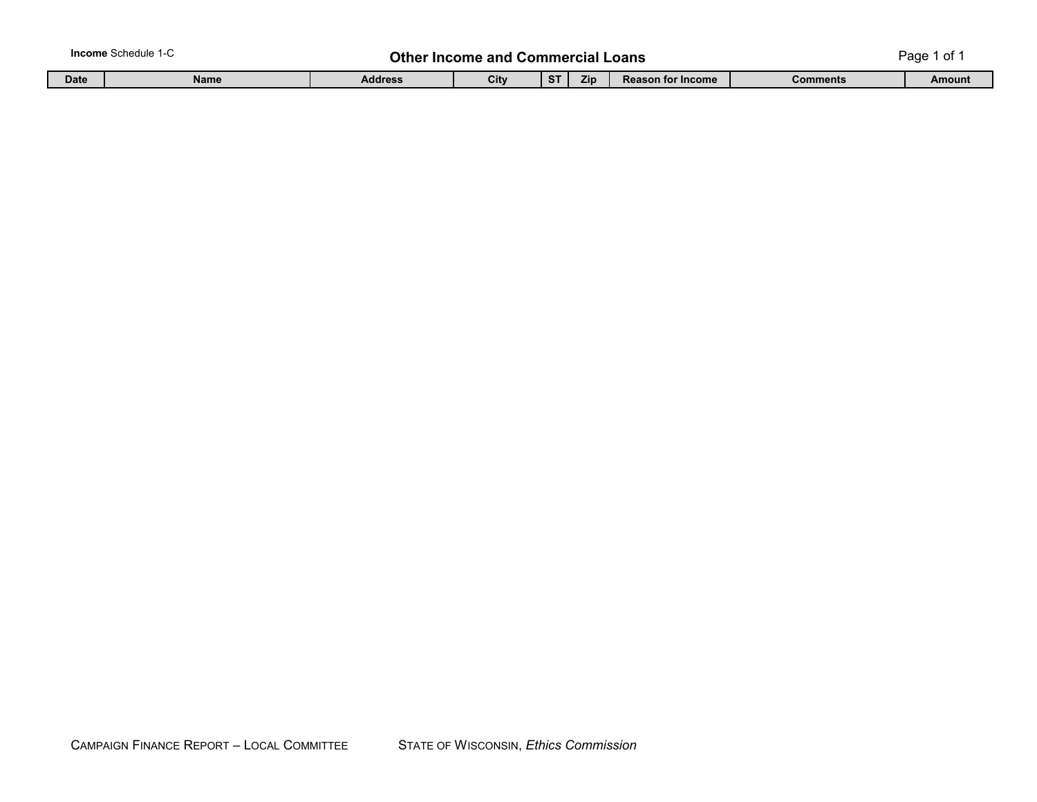**Income** Schedule 1-C

# Other Income and Commercial Loans

| Date | Name | Address | City | ST | Zip | Reason for Income | Comments | Amount |
|---|---|---|---|---|---|---|---|---|

CAMPAIGN FINANCE REPORT – LOCAL COMMITTEE STATE OF WISCONSIN, *Ethics Commission*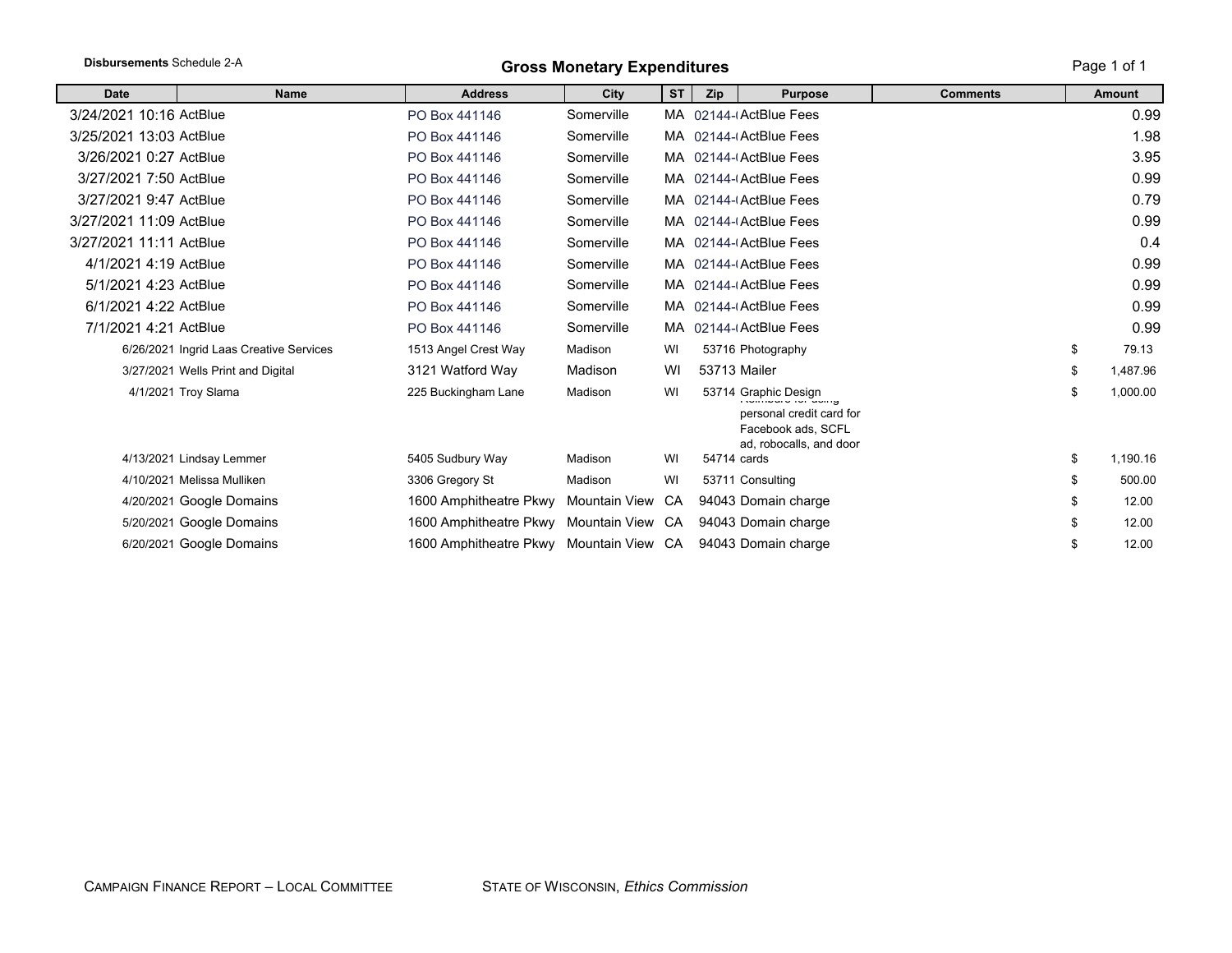**Disbursements** Schedule 2-A

# Gross Monetary Expenditures

| Date | Name | Address | City | ST | Zip | Purpose | Comments | Amount |
|---|---|---|---|---|---|---|---|---|
| 3/24/2021 10:16 | ActBlue | PO Box 441146 | Somerville | MA | 02144-( | ActBlue Fees | | 0.99 |
| 3/25/2021 13:03 | ActBlue | PO Box 441146 | Somerville | MA | 02144-( | ActBlue Fees | | 1.98 |
| 3/26/2021 0:27 | ActBlue | PO Box 441146 | Somerville | MA | 02144-( | ActBlue Fees | | 3.95 |
| 3/27/2021 7:50 | ActBlue | PO Box 441146 | Somerville | MA | 02144-( | ActBlue Fees | | 0.99 |
| 3/27/2021 9:47 | ActBlue | PO Box 441146 | Somerville | MA | 02144-( | ActBlue Fees | | 0.79 |
| 3/27/2021 11:09 | ActBlue | PO Box 441146 | Somerville | MA | 02144-( | ActBlue Fees | | 0.99 |
| 3/27/2021 11:11 | ActBlue | PO Box 441146 | Somerville | MA | 02144-( | ActBlue Fees | | 0.4 |
| 4/1/2021 4:19 | ActBlue | PO Box 441146 | Somerville | MA | 02144-( | ActBlue Fees | | 0.99 |
| 5/1/2021 4:23 | ActBlue | PO Box 441146 | Somerville | MA | 02144-( | ActBlue Fees | | 0.99 |
| 6/1/2021 4:22 | ActBlue | PO Box 441146 | Somerville | MA | 02144-( | ActBlue Fees | | 0.99 |
| 7/1/2021 4:21 | ActBlue | PO Box 441146 | Somerville | MA | 02144-( | ActBlue Fees | | 0.99 |
| 6/26/2021 | Ingrid Laas Creative Services | 1513 Angel Crest Way | Madison | WI | 53716 | Photography | | $ 79.13 |
| 3/27/2021 | Wells Print and Digital | 3121 Watford Way | Madison | WI | 53713 | Mailer | | $ 1,487.96 |
| 4/1/2021 | Troy Slama | 225 Buckingham Lane | Madison | WI | 53714 | Graphic Design | | $ 1,000.00 |
| 4/13/2021 | Lindsay Lemmer | 5405 Sudbury Way | Madison | WI | 54714 | Reimburse for using personal credit card for Facebook ads, SCFL ad, robocalls, and door cards | | $ 1,190.16 |
| 4/10/2021 | Melissa Mulliken | 3306 Gregory St | Madison | WI | 53711 | Consulting | | $ 500.00 |
| 4/20/2021 | Google Domains | 1600 Amphitheatre Pkwy | Mountain View | CA | 94043 | Domain charge | | $ 12.00 |
| 5/20/2021 | Google Domains | 1600 Amphitheatre Pkwy | Mountain View | CA | 94043 | Domain charge | | $ 12.00 |
| 6/20/2021 | Google Domains | 1600 Amphitheatre Pkwy | Mountain View | CA | 94043 | Domain charge | | $ 12.00 |

CAMPAIGN FINANCE REPORT – LOCAL COMMITTEE    STATE OF WISCONSIN, *Ethics Commission*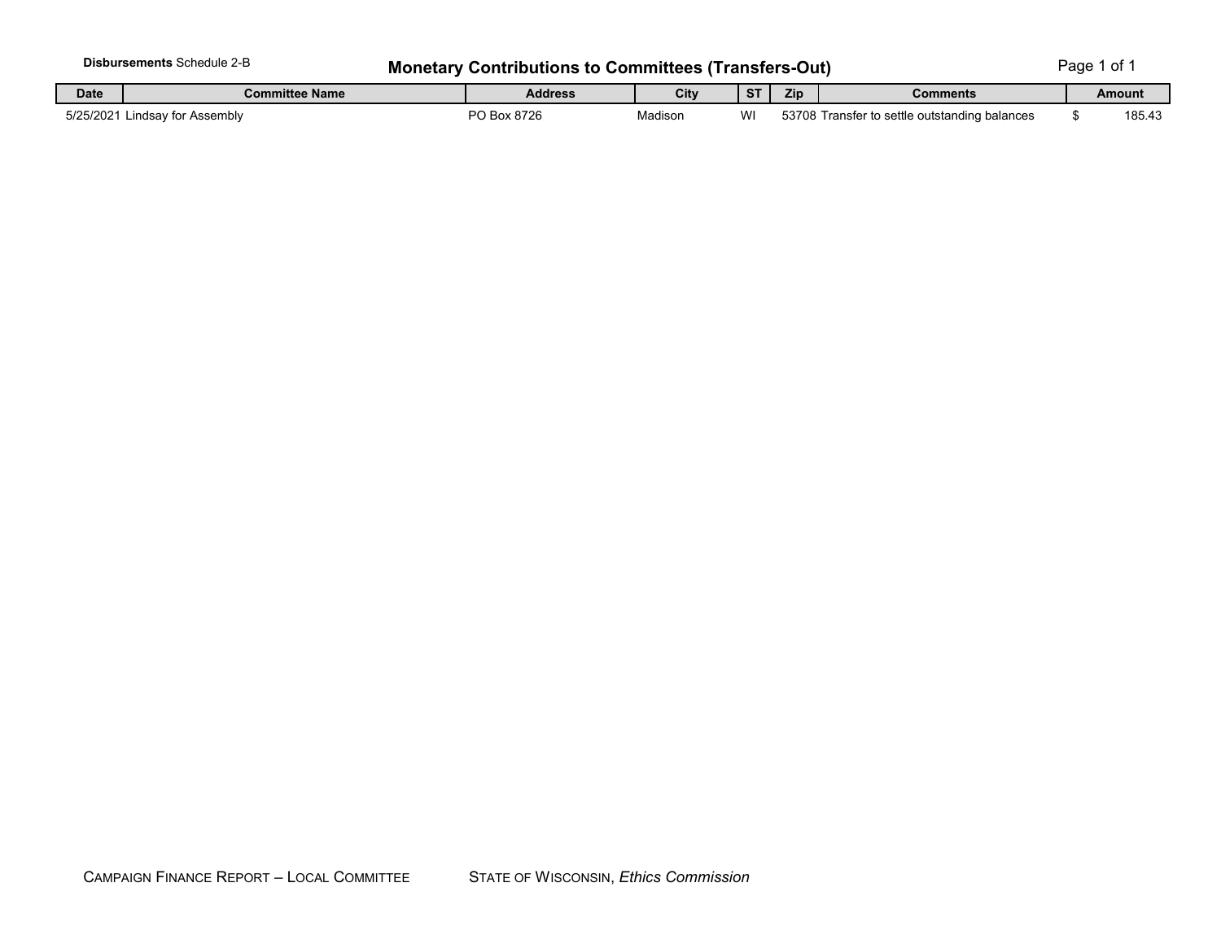**Disbursements** Schedule 2-B

## Monetary Contributions to Committees (Transfers-Out)

| Date | Committee Name | Address | City | ST | Zip | Comments | Amount |
|---|---|---|---|---|---|---|---|
| 5/25/2021 | Lindsay for Assembly | PO Box 8726 | Madison | WI | 53708 | Transfer to settle outstanding balances | $ 185.43 |

CAMPAIGN FINANCE REPORT – LOCAL COMMITTEE    STATE OF WISCONSIN, *Ethics Commission*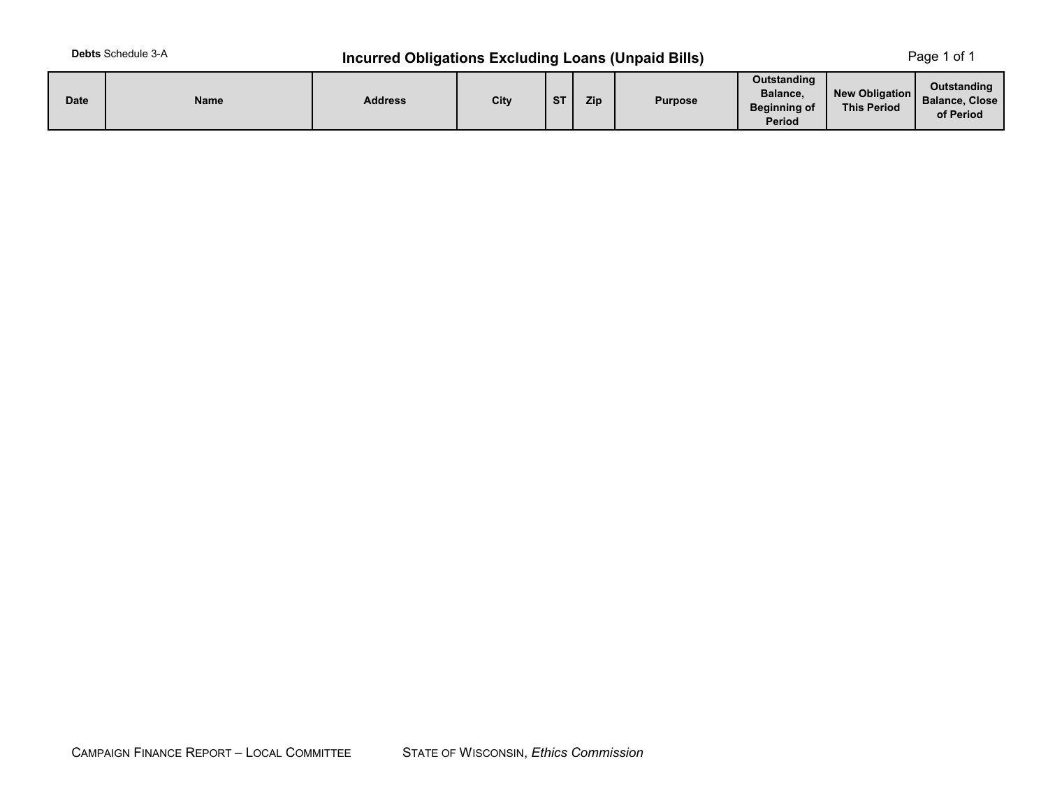**Debts** Schedule 3-A

## Incurred Obligations Excluding Loans (Unpaid Bills)

| Date | Name | Address | City | ST | Zip | Purpose | Outstanding Balance, Beginning of Period | New Obligation This Period | Outstanding Balance, Close of Period |
|---|---|---|---|---|---|---|---|---|---|

CAMPAIGN FINANCE REPORT – LOCAL COMMITTEE STATE OF WISCONSIN, *Ethics Commission*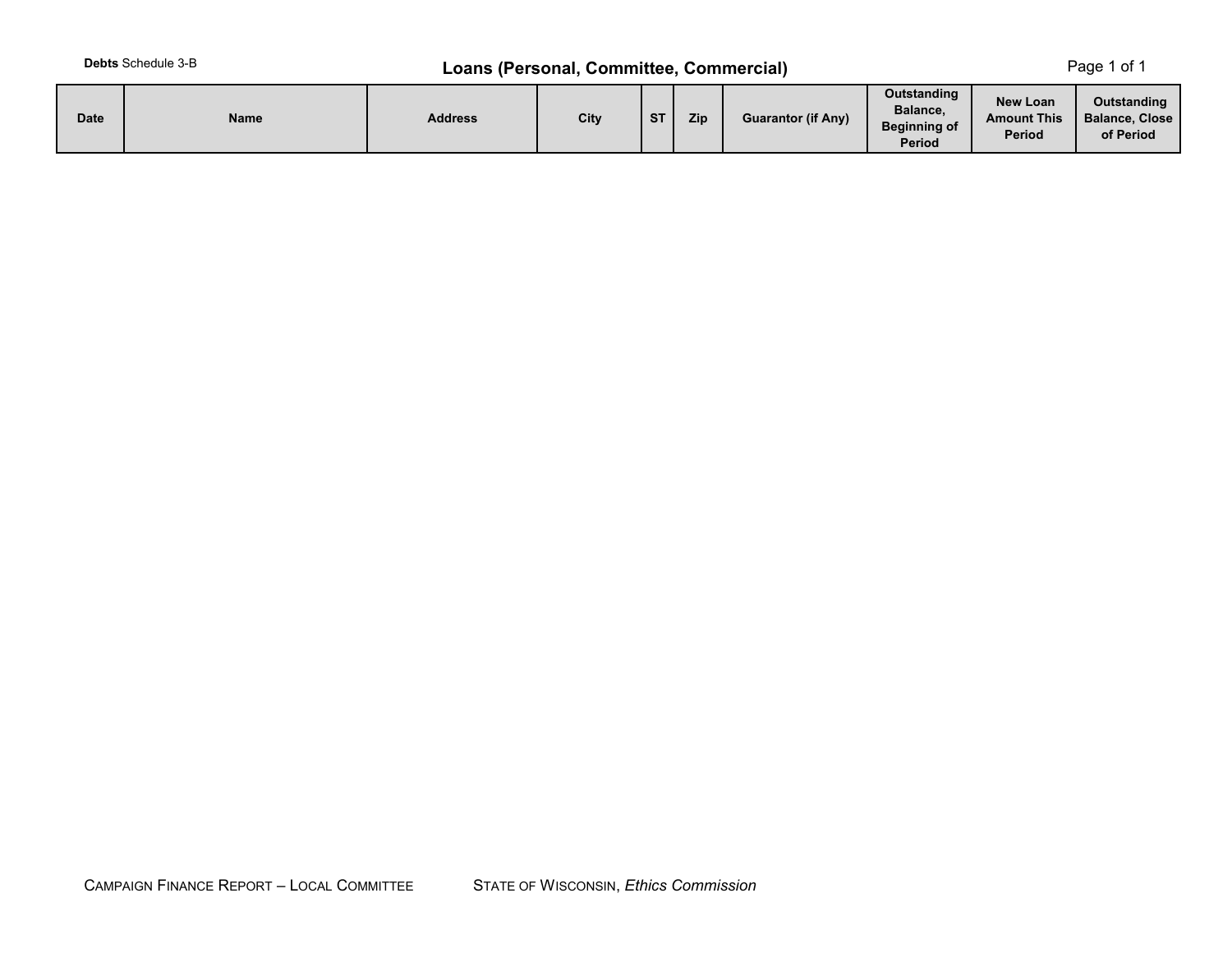**Debts** Schedule 3-B

# Loans (Personal, Committee, Commercial)

| Date | Name | Address | City | ST | Zip | Guarantor (if Any) | Outstanding Balance, Beginning of Period | New Loan Amount This Period | Outstanding Balance, Close of Period |
|---|---|---|---|---|---|---|---|---|---|

CAMPAIGN FINANCE REPORT – LOCAL COMMITTEE STATE OF WISCONSIN, *Ethics Commission*